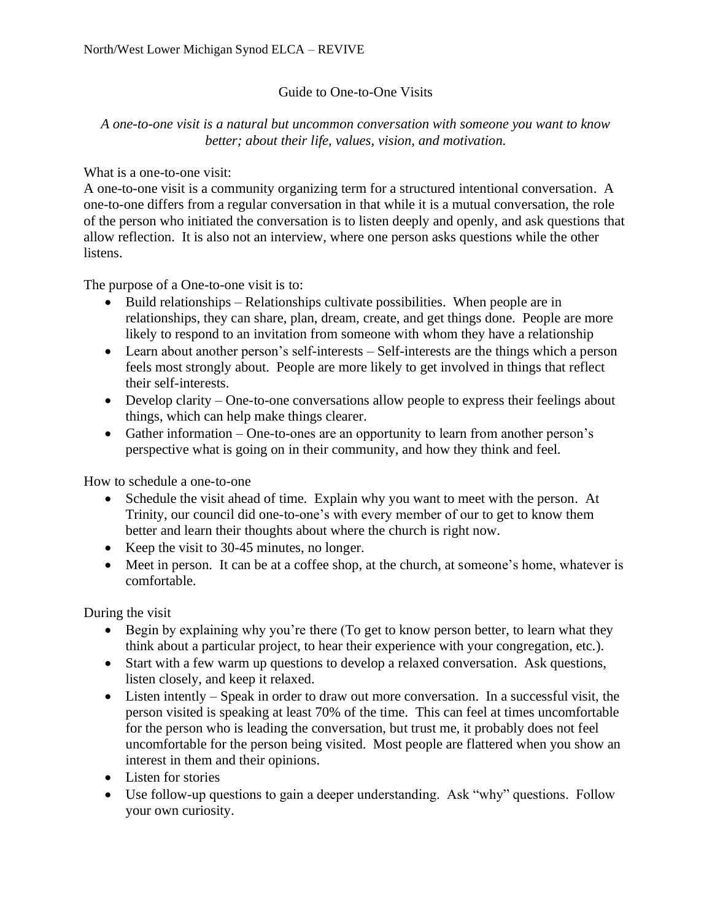North/West Lower Michigan Synod ELCA – REVIVE

# Guide to One-to-One Visits

*A one-to-one visit is a natural but uncommon conversation with someone you want to know better; about their life, values, vision, and motivation.*

What is a one-to-one visit:

A one-to-one visit is a community organizing term for a structured intentional conversation. A one-to-one differs from a regular conversation in that while it is a mutual conversation, the role of the person who initiated the conversation is to listen deeply and openly, and ask questions that allow reflection. It is also not an interview, where one person asks questions while the other listens.

The purpose of a One-to-one visit is to:

- Build relationships – Relationships cultivate possibilities. When people are in relationships, they can share, plan, dream, create, and get things done. People are more likely to respond to an invitation from someone with whom they have a relationship
- Learn about another person's self-interests – Self-interests are the things which a person feels most strongly about. People are more likely to get involved in things that reflect their self-interests.
- Develop clarity – One-to-one conversations allow people to express their feelings about things, which can help make things clearer.
- Gather information – One-to-ones are an opportunity to learn from another person's perspective what is going on in their community, and how they think and feel.

How to schedule a one-to-one

- Schedule the visit ahead of time. Explain why you want to meet with the person. At Trinity, our council did one-to-one's with every member of our to get to know them better and learn their thoughts about where the church is right now.
- Keep the visit to 30-45 minutes, no longer.
- Meet in person. It can be at a coffee shop, at the church, at someone's home, whatever is comfortable.

During the visit

- Begin by explaining why you're there (To get to know person better, to learn what they think about a particular project, to hear their experience with your congregation, etc.).
- Start with a few warm up questions to develop a relaxed conversation. Ask questions, listen closely, and keep it relaxed.
- Listen intently – Speak in order to draw out more conversation. In a successful visit, the person visited is speaking at least 70% of the time. This can feel at times uncomfortable for the person who is leading the conversation, but trust me, it probably does not feel uncomfortable for the person being visited. Most people are flattered when you show an interest in them and their opinions.
- Listen for stories
- Use follow-up questions to gain a deeper understanding. Ask "why" questions. Follow your own curiosity.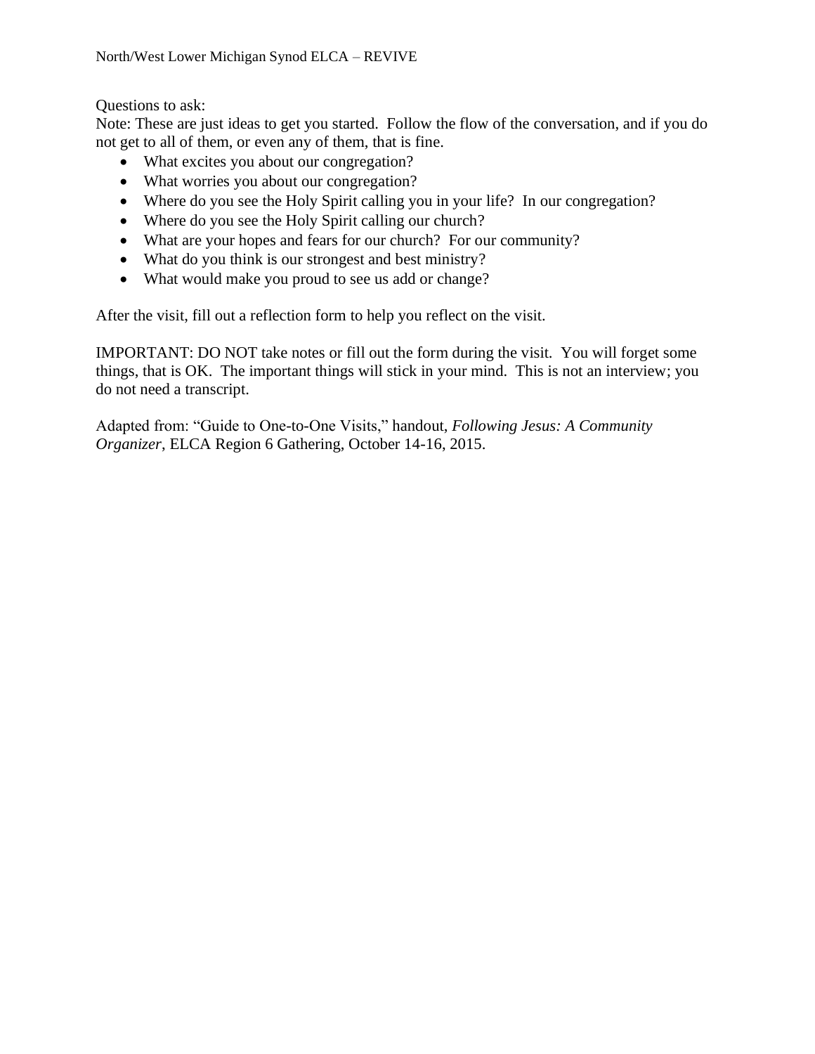Questions to ask:
Note: These are just ideas to get you started. Follow the flow of the conversation, and if you do not get to all of them, or even any of them, that is fine.

- What excites you about our congregation?
- What worries you about our congregation?
- Where do you see the Holy Spirit calling you in your life? In our congregation?
- Where do you see the Holy Spirit calling our church?
- What are your hopes and fears for our church? For our community?
- What do you think is our strongest and best ministry?
- What would make you proud to see us add or change?

After the visit, fill out a reflection form to help you reflect on the visit.

IMPORTANT: DO NOT take notes or fill out the form during the visit. You will forget some things, that is OK. The important things will stick in your mind. This is not an interview; you do not need a transcript.

Adapted from: "Guide to One-to-One Visits," handout, *Following Jesus: A Community Organizer*, ELCA Region 6 Gathering, October 14-16, 2015.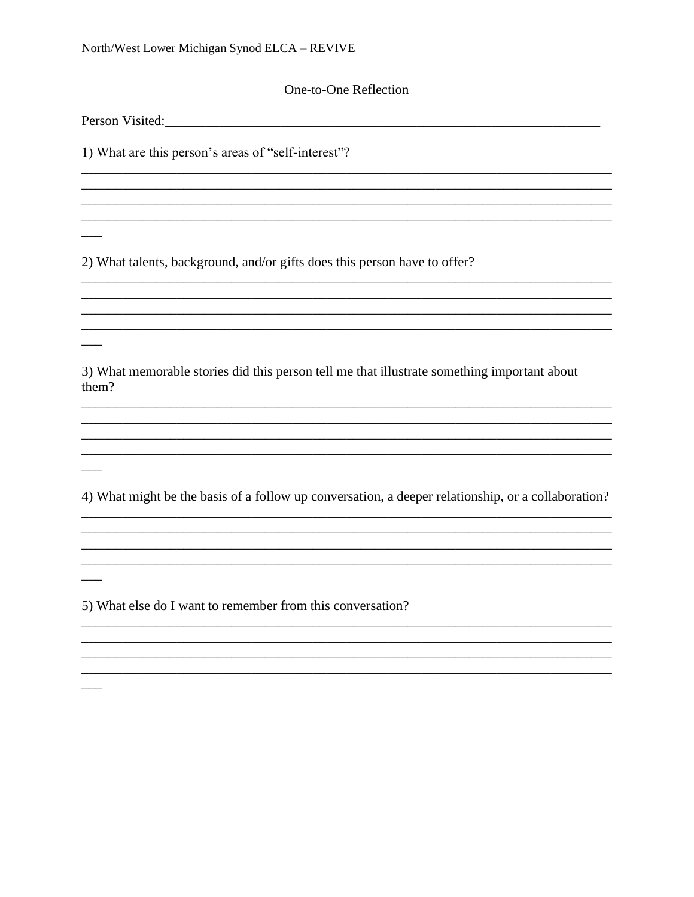North/West Lower Michigan Synod ELCA – REVIVE

## One-to-One Reflection

Person Visited:_______________________________________________________________

1) What are this person's areas of "self-interest"?

_______________________________________________________________________________
_______________________________________________________________________________
_______________________________________________________________________________
_______________________________________________________________________________
___

2) What talents, background, and/or gifts does this person have to offer?

_______________________________________________________________________________
_______________________________________________________________________________
_______________________________________________________________________________
_______________________________________________________________________________
___

3) What memorable stories did this person tell me that illustrate something important about them?

_______________________________________________________________________________
_______________________________________________________________________________
_______________________________________________________________________________
_______________________________________________________________________________
___

4) What might be the basis of a follow up conversation, a deeper relationship, or a collaboration?

_______________________________________________________________________________
_______________________________________________________________________________
_______________________________________________________________________________
_______________________________________________________________________________
___

5) What else do I want to remember from this conversation?

_______________________________________________________________________________
_______________________________________________________________________________
_______________________________________________________________________________
_______________________________________________________________________________
___